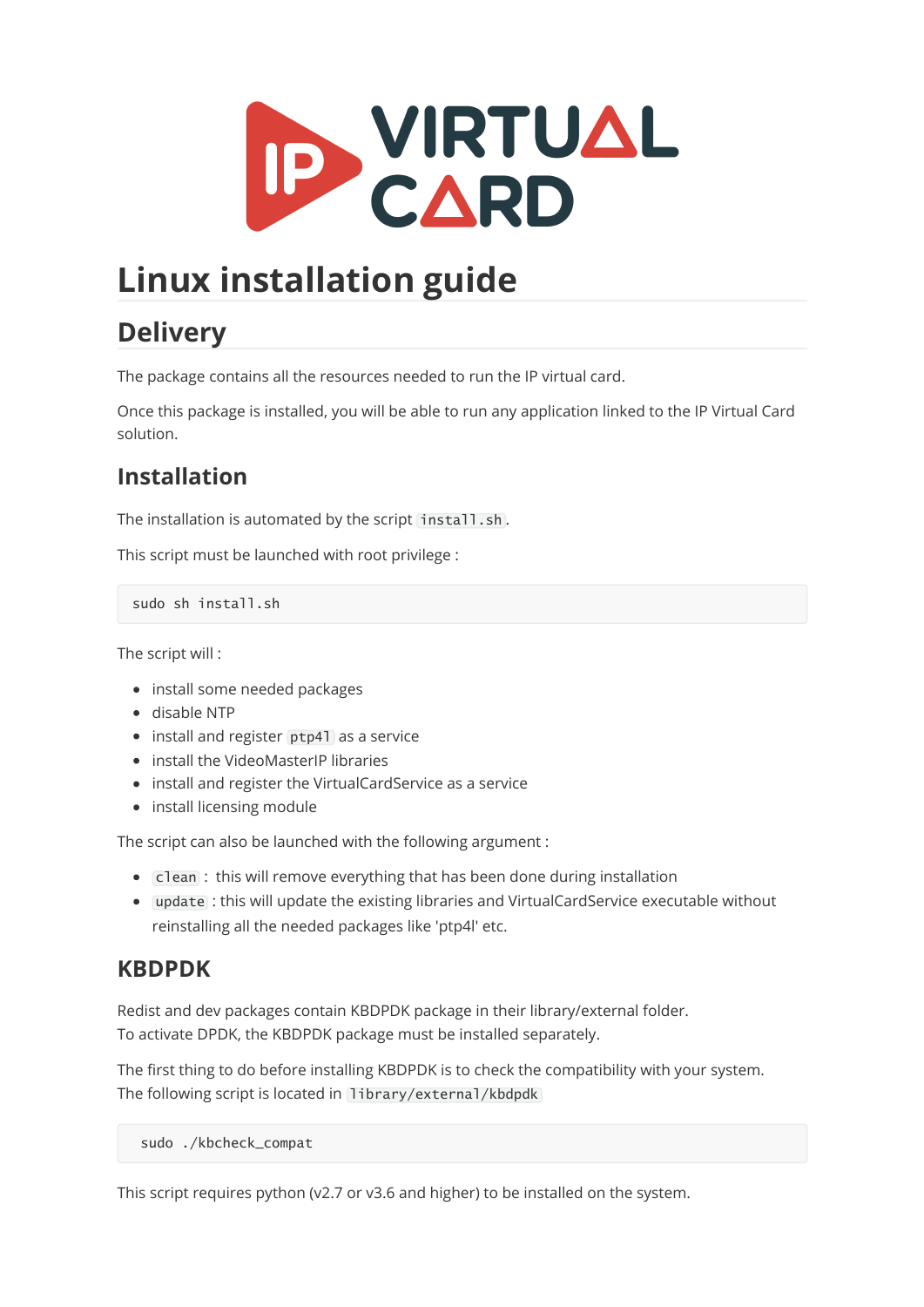# Linux installation guide

## Delivery

The package contains all the resources needed to run the IP virtual card.

Once this package is installed, you will be able to run any application linked to the IP Virtual Card solution.

### Installation

The installation is automated by the script `install.sh`.

This script must be launched with root privilege :

```
sudo sh install.sh
```

The script will :

- install some needed packages
- disable NTP
- install and register `ptp4l` as a service
- install the VideoMasterIP libraries
- install and register the VirtualCardService as a service
- install licensing module

The script can also be launched with the following argument :

- `clean` : this will remove everything that has been done during installation
- `update` : this will update the existing libraries and VirtualCardService executable without reinstalling all the needed packages like 'ptp4l' etc.

### KBDPDK

Redist and dev packages contain KBDPDK package in their library/external folder.
To activate DPDK, the KBDPDK package must be installed separately.

The first thing to do before installing KBDPDK is to check the compatibility with your system.
The following script is located in `library/external/kbdpdk`

```
 sudo ./kbcheck_compat
```

This script requires python (v2.7 or v3.6 and higher) to be installed on the system.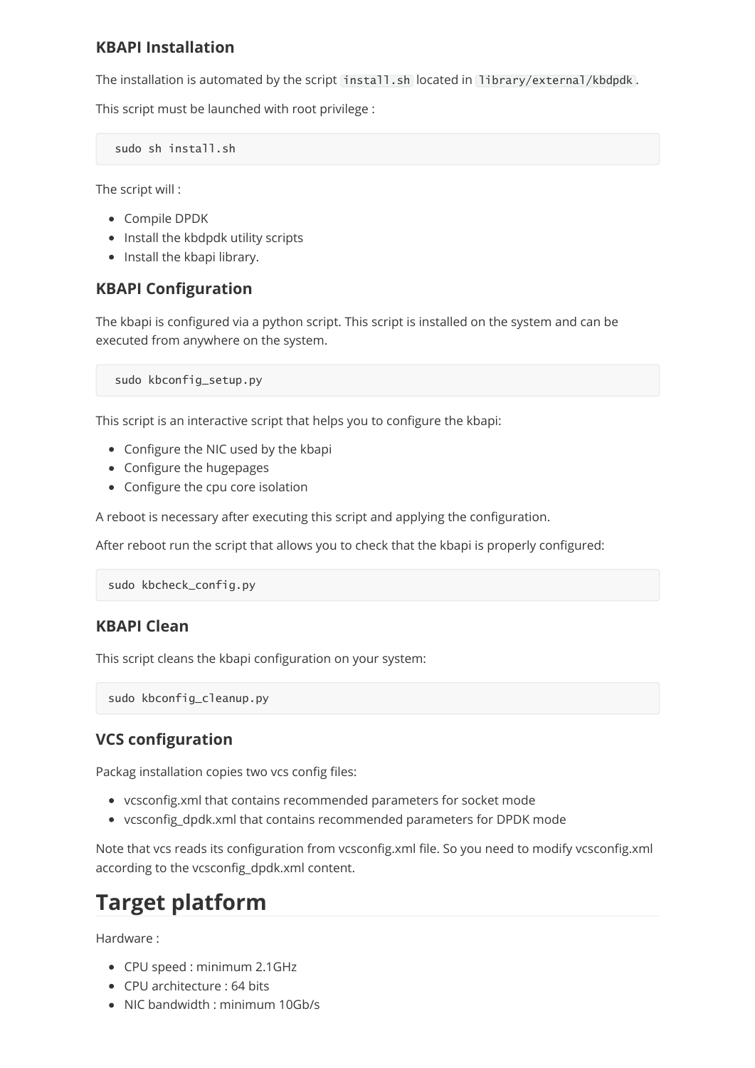### KBAPI Installation

The installation is automated by the script `install.sh` located in `library/external/kbdpdk`.

This script must be launched with root privilege :

```
sudo sh install.sh
```

The script will :

- Compile DPDK
- Install the kbdpdk utility scripts
- Install the kbapi library.

### KBAPI Configuration

The kbapi is configured via a python script. This script is installed on the system and can be executed from anywhere on the system.

```
sudo kbconfig_setup.py
```

This script is an interactive script that helps you to configure the kbapi:

- Configure the NIC used by the kbapi
- Configure the hugepages
- Configure the cpu core isolation

A reboot is necessary after executing this script and applying the configuration.

After reboot run the script that allows you to check that the kbapi is properly configured:

```
sudo kbcheck_config.py
```

### KBAPI Clean

This script cleans the kbapi configuration on your system:

```
sudo kbconfig_cleanup.py
```

### VCS configuration

Packag installation copies two vcs config files:

- vcsconfig.xml that contains recommended parameters for socket mode
- vcsconfig_dpdk.xml that contains recommended parameters for DPDK mode

Note that vcs reads its configuration from vcsconfig.xml file. So you need to modify vcsconfig.xml according to the vcsconfig_dpdk.xml content.

# Target platform

Hardware :

- CPU speed : minimum 2.1GHz
- CPU architecture : 64 bits
- NIC bandwidth : minimum 10Gb/s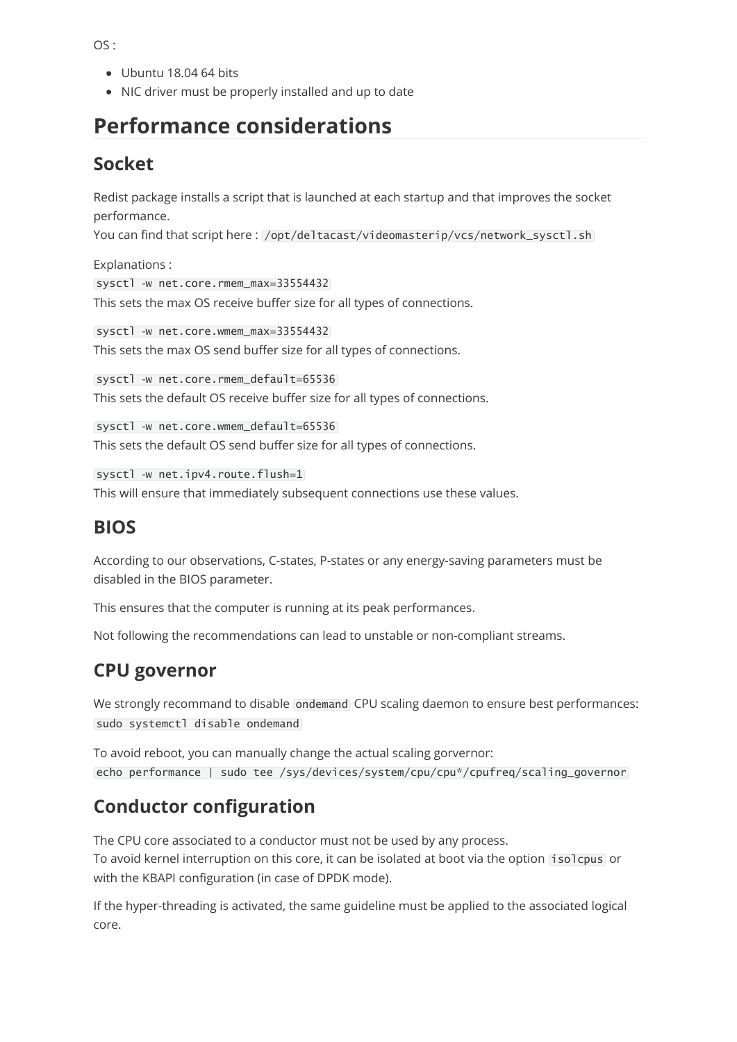OS :

- Ubuntu 18.04 64 bits
- NIC driver must be properly installed and up to date

# Performance considerations

## Socket

Redist package installs a script that is launched at each startup and that improves the socket performance.
You can find that script here : `/opt/deltacast/videomasterip/vcs/network_sysctl.sh`

Explanations :
`sysctl -w net.core.rmem_max=33554432`
This sets the max OS receive buffer size for all types of connections.

`sysctl -w net.core.wmem_max=33554432`
This sets the max OS send buffer size for all types of connections.

`sysctl -w net.core.rmem_default=65536`
This sets the default OS receive buffer size for all types of connections.

`sysctl -w net.core.wmem_default=65536`
This sets the default OS send buffer size for all types of connections.

`sysctl -w net.ipv4.route.flush=1`
This will ensure that immediately subsequent connections use these values.

## BIOS

According to our observations, C-states, P-states or any energy-saving parameters must be disabled in the BIOS parameter.

This ensures that the computer is running at its peak performances.

Not following the recommendations can lead to unstable or non-compliant streams.

## CPU governor

We strongly recommand to disable `ondemand` CPU scaling daemon to ensure best performances:
`sudo systemctl disable ondemand`

To avoid reboot, you can manually change the actual scaling gorvernor:
`echo performance | sudo tee /sys/devices/system/cpu/cpu*/cpufreq/scaling_governor`

## Conductor configuration

The CPU core associated to a conductor must not be used by any process.
To avoid kernel interruption on this core, it can be isolated at boot via the option `isolcpus` or with the KBAPI configuration (in case of DPDK mode).

If the hyper-threading is activated, the same guideline must be applied to the associated logical core.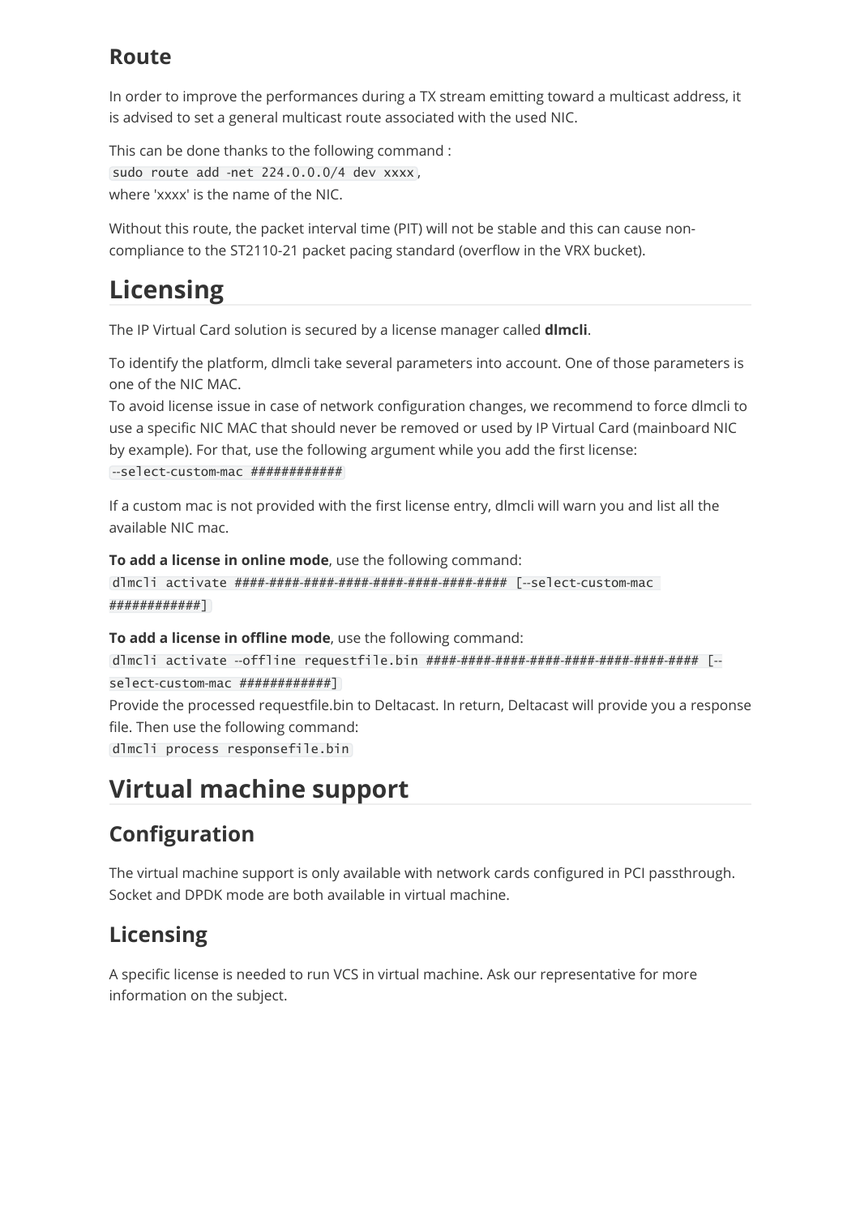## Route

In order to improve the performances during a TX stream emitting toward a multicast address, it is advised to set a general multicast route associated with the used NIC.

This can be done thanks to the following command :
`sudo route add -net 224.0.0.0/4 dev xxxx`,
where 'xxxx' is the name of the NIC.

Without this route, the packet interval time (PIT) will not be stable and this can cause non-compliance to the ST2110-21 packet pacing standard (overflow in the VRX bucket).

# Licensing

The IP Virtual Card solution is secured by a license manager called **dlmcli**.

To identify the platform, dlmcli take several parameters into account. One of those parameters is one of the NIC MAC.
To avoid license issue in case of network configuration changes, we recommend to force dlmcli to use a specific NIC MAC that should never be removed or used by IP Virtual Card (mainboard NIC by example). For that, use the following argument while you add the first license:
`--select-custom-mac ############`

If a custom mac is not provided with the first license entry, dlmcli will warn you and list all the available NIC mac.

**To add a license in online mode**, use the following command:
`dlmcli activate ####-####-####-####-####-####-####-#### [--select-custom-mac ############]`

**To add a license in offline mode**, use the following command:
`dlmcli activate --offline requestfile.bin ####-####-####-####-####-####-####-#### [--select-custom-mac ############]`
Provide the processed requestfile.bin to Deltacast. In return, Deltacast will provide you a response file. Then use the following command:
`dlmcli process responsefile.bin`

# Virtual machine support

## Configuration

The virtual machine support is only available with network cards configured in PCI passthrough. Socket and DPDK mode are both available in virtual machine.

## Licensing

A specific license is needed to run VCS in virtual machine. Ask our representative for more information on the subject.